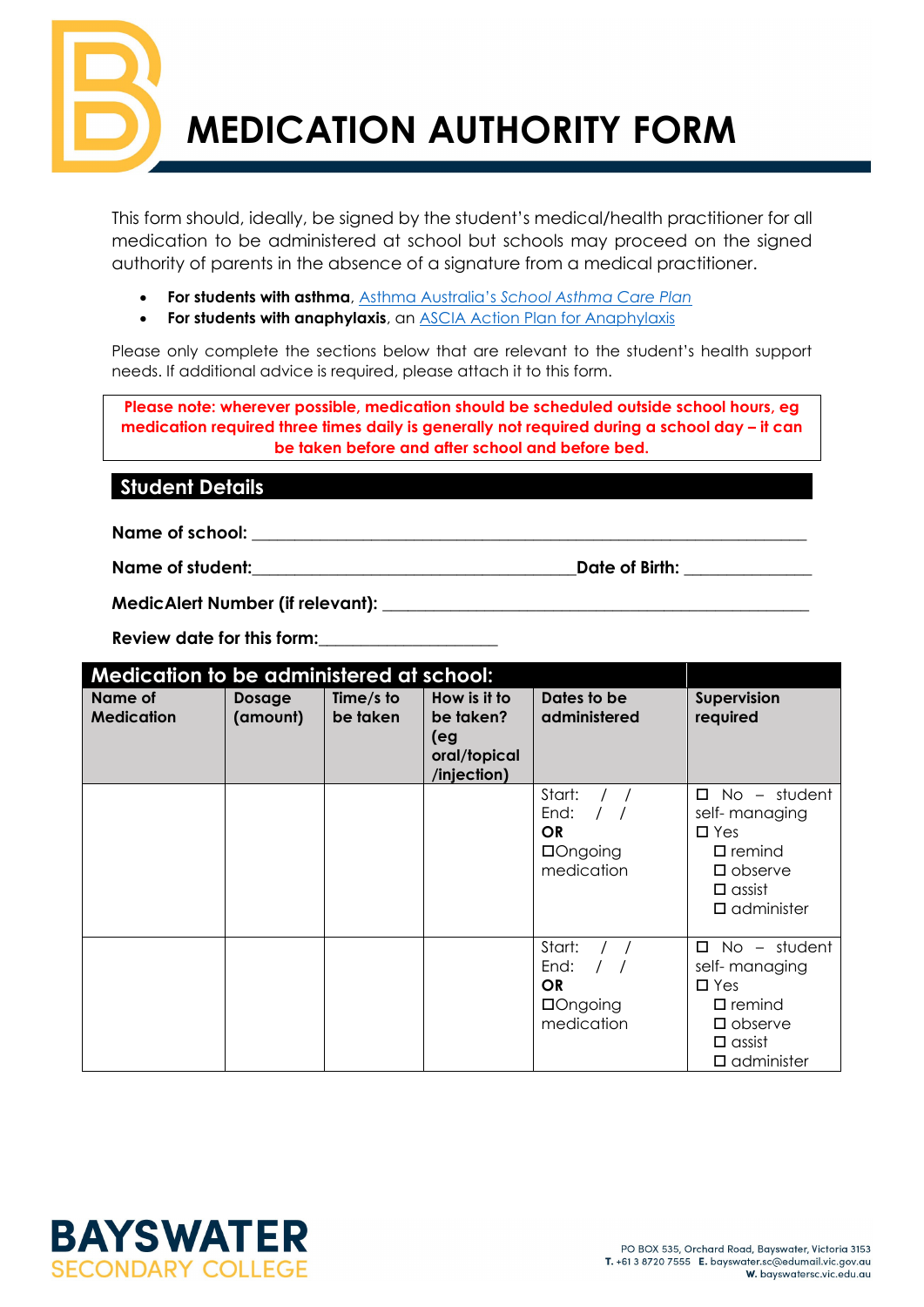# MEDICATION AUTHORITY FORM

This form should, ideally, be signed by the student's medical/health practitioner for all medication to be administered at school but schools may proceed on the signed authority of parents in the absence of a signature from a medical practitioner.

- **For students with asthma**, Asthma Australia's *School Asthma Care Plan*
- **For students with anaphylaxis**, an ASCIA Action Plan for Anaphylaxis

Please only complete the sections below that are relevant to the student's health support needs. If additional advice is required, please attach it to this form.

**Please note: wherever possible, medication should be scheduled outside school hours, eg medication required three times daily is generally not required during a school day – it can be taken before and after school and before bed.**

## Student Details

**Name of school:** ______________________________

**Name of student:** ______________________________ **Date of Birth:** ______________

**MedicAlert Number (if relevant):** ______________________________

**Review date for this form:** ____________________

## Medication to be administered at school:

| Name of Medication | Dosage (amount) | Time/s to be taken | How is it to be taken? (eg oral/topical /injection) | Dates to be administered | Supervision required |
|---|---|---|---|---|---|
| | | | | Start: / / <br> End: / / <br> **OR** <br> ☐ Ongoing medication | ☐ No – student self- managing <br> ☐ Yes <br> ☐ remind <br> ☐ observe <br> ☐ assist <br> ☐ administer |
| | | | | Start: / / <br> End: / / <br> **OR** <br> ☐ Ongoing medication | ☐ No – student self- managing <br> ☐ Yes <br> ☐ remind <br> ☐ observe <br> ☐ assist <br> ☐ administer |

**BAYSWATER SECONDARY COLLEGE**

PO BOX 535, Orchard Road, Bayswater, Victoria 3153
**T.** +61 3 8720 7555 **E.** bayswater.sc@edumail.vic.gov.au
**W.** bayswatersc.vic.edu.au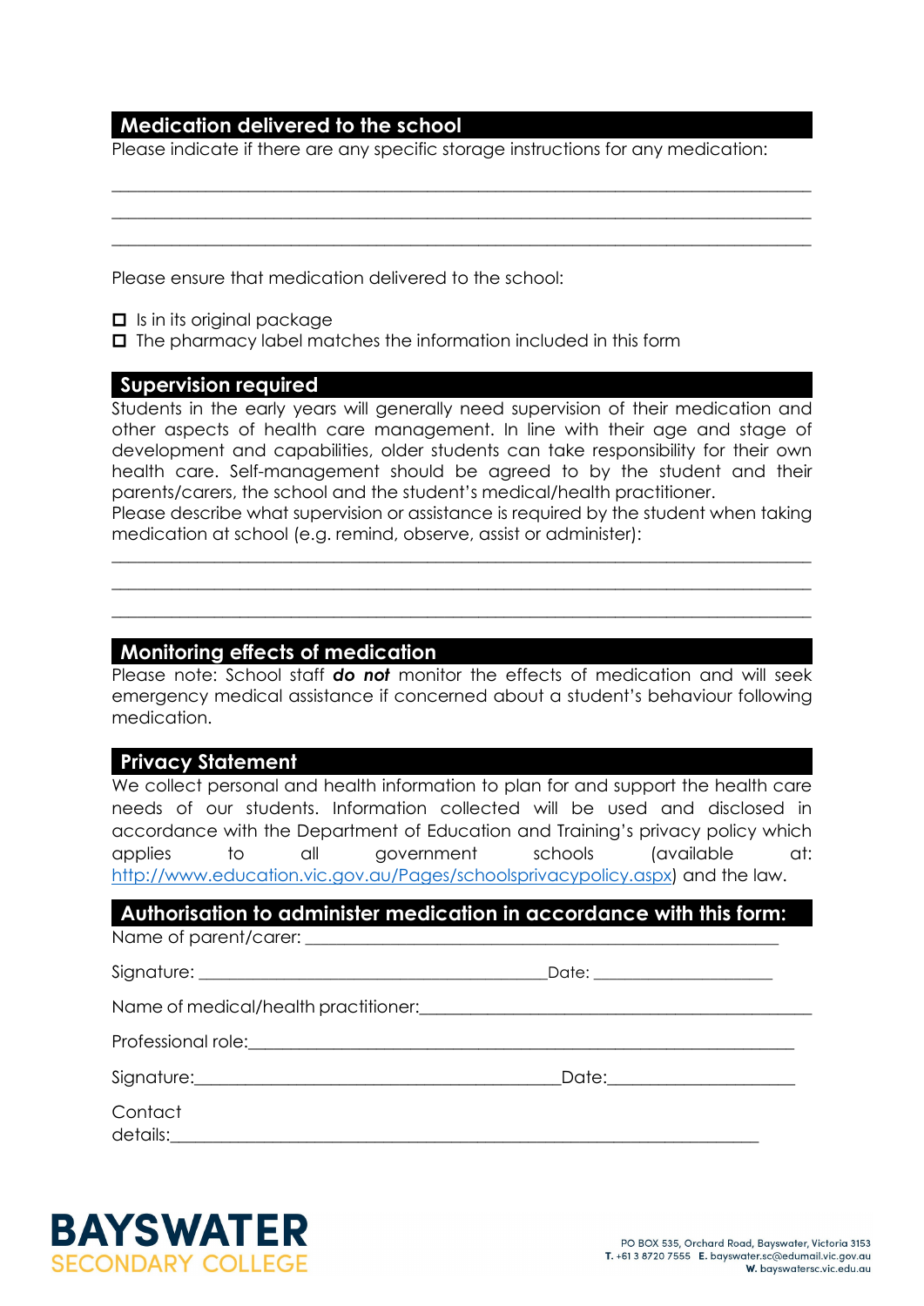## Medication delivered to the school

Please indicate if there are any specific storage instructions for any medication:

______________________________________________________________________________

______________________________________________________________________________

______________________________________________________________________________

Please ensure that medication delivered to the school:

- ☐ Is in its original package
- ☐ The pharmacy label matches the information included in this form

## Supervision required

Students in the early years will generally need supervision of their medication and other aspects of health care management. In line with their age and stage of development and capabilities, older students can take responsibility for their own health care. Self-management should be agreed to by the student and their parents/carers, the school and the student's medical/health practitioner.

Please describe what supervision or assistance is required by the student when taking medication at school (e.g. remind, observe, assist or administer):

______________________________________________________________________________

______________________________________________________________________________

______________________________________________________________________________

## Monitoring effects of medication

Please note: School staff ***do not*** monitor the effects of medication and will seek emergency medical assistance if concerned about a student's behaviour following medication.

## Privacy Statement

We collect personal and health information to plan for and support the health care needs of our students. Information collected will be used and disclosed in accordance with the Department of Education and Training's privacy policy which applies to all government schools (available at: http://www.education.vic.gov.au/Pages/schoolsprivacypolicy.aspx) and the law.

## Authorisation to administer medication in accordance with this form:

Name of parent/carer: ____________________________________________________

Signature: ____________________________________ Date: ____________________

Name of medical/health practitioner: ________________________________________

Professional role: ______________________________________________________

Signature: ____________________________________ Date: ____________________

Contact details: _________________________________________________________

**BAYSWATER**
SECONDARY COLLEGE

PO BOX 535, Orchard Road, Bayswater, Victoria 3153
**T.** +61 3 8720 7555 **E.** bayswater.sc@edumail.vic.gov.au
**W.** bayswatersc.vic.edu.au